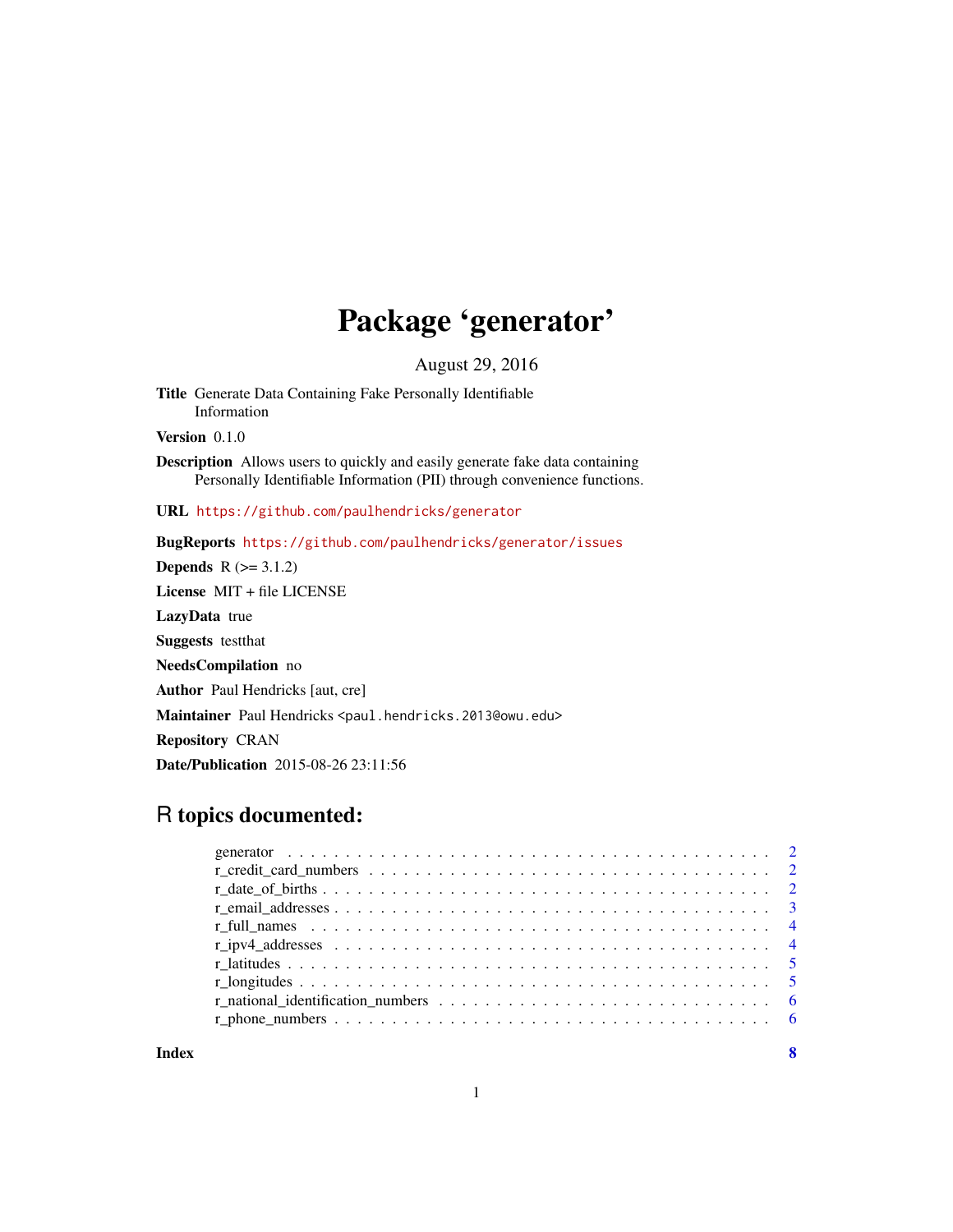# Package 'generator'

August 29, 2016

**Title** Generate Data Containing Fake Personally Identifiable Information

**Version** 0.1.0

**Description** Allows users to quickly and easily generate fake data containing Personally Identifiable Information (PII) through convenience functions.

**URL** https://github.com/paulhendricks/generator

**BugReports** https://github.com/paulhendricks/generator/issues

**Depends** R (>= 3.1.2)

**License** MIT + file LICENSE

**LazyData** true

**Suggests** testthat

**NeedsCompilation** no

**Author** Paul Hendricks [aut, cre]

**Maintainer** Paul Hendricks <paul.hendricks.2013@owu.edu>

**Repository** CRAN

**Date/Publication** 2015-08-26 23:11:56

## R topics documented:

- generator . . . . . . . . . . . . . . . . . . . . . . . . . . . . . . . . . . . . . . . . . . . 2
- r_credit_card_numbers . . . . . . . . . . . . . . . . . . . . . . . . . . . . . . . . . . . . 2
- r_date_of_births . . . . . . . . . . . . . . . . . . . . . . . . . . . . . . . . . . . . . . . . 2
- r_email_addresses . . . . . . . . . . . . . . . . . . . . . . . . . . . . . . . . . . . . . . . 3
- r_full_names . . . . . . . . . . . . . . . . . . . . . . . . . . . . . . . . . . . . . . . . . 4
- r_ipv4_addresses . . . . . . . . . . . . . . . . . . . . . . . . . . . . . . . . . . . . . . . 4
- r_latitudes . . . . . . . . . . . . . . . . . . . . . . . . . . . . . . . . . . . . . . . . . . 5
- r_longitudes . . . . . . . . . . . . . . . . . . . . . . . . . . . . . . . . . . . . . . . . . 5
- r_national_identification_numbers . . . . . . . . . . . . . . . . . . . . . . . . . . . . . 6
- r_phone_numbers . . . . . . . . . . . . . . . . . . . . . . . . . . . . . . . . . . . . . . . 6

**Index** 8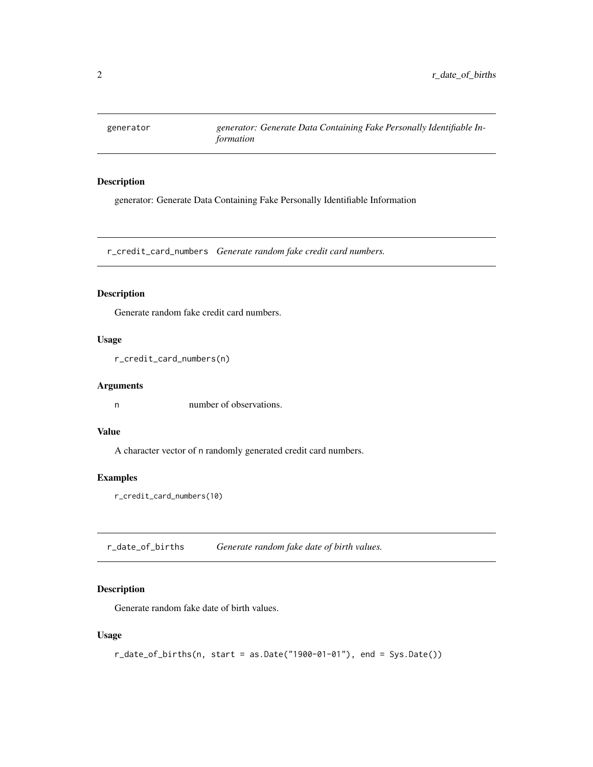## generator — *generator: Generate Data Containing Fake Personally Identifiable Information*

### Description

generator: Generate Data Containing Fake Personally Identifiable Information

## r_credit_card_numbers — *Generate random fake credit card numbers.*

### Description

Generate random fake credit card numbers.

### Usage

```
r_credit_card_numbers(n)
```

### Arguments

| | |
|---|---|
| n | number of observations. |

### Value

A character vector of n randomly generated credit card numbers.

### Examples

```
r_credit_card_numbers(10)
```

## r_date_of_births — *Generate random fake date of birth values.*

### Description

Generate random fake date of birth values.

### Usage

```
r_date_of_births(n, start = as.Date("1900-01-01"), end = Sys.Date())
```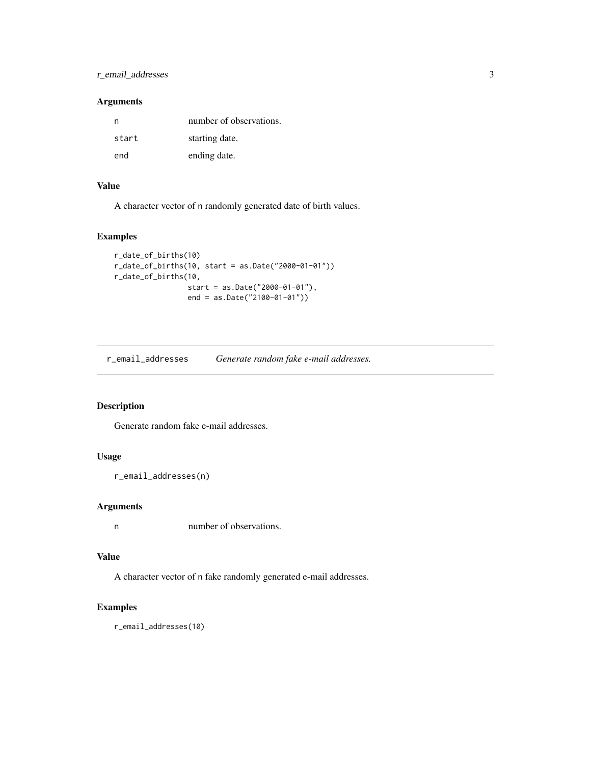### Arguments

| | |
|---|---|
| n | number of observations. |
| start | starting date. |
| end | ending date. |

### Value

A character vector of n randomly generated date of birth values.

### Examples

```
r_date_of_births(10)
r_date_of_births(10, start = as.Date("2000-01-01"))
r_date_of_births(10,
                 start = as.Date("2000-01-01"),
                 end = as.Date("2100-01-01"))
```

---

## r_email_addresses *Generate random fake e-mail addresses.*

---

### Description

Generate random fake e-mail addresses.

### Usage

```
r_email_addresses(n)
```

### Arguments

| | |
|---|---|
| n | number of observations. |

### Value

A character vector of n fake randomly generated e-mail addresses.

### Examples

```
r_email_addresses(10)
```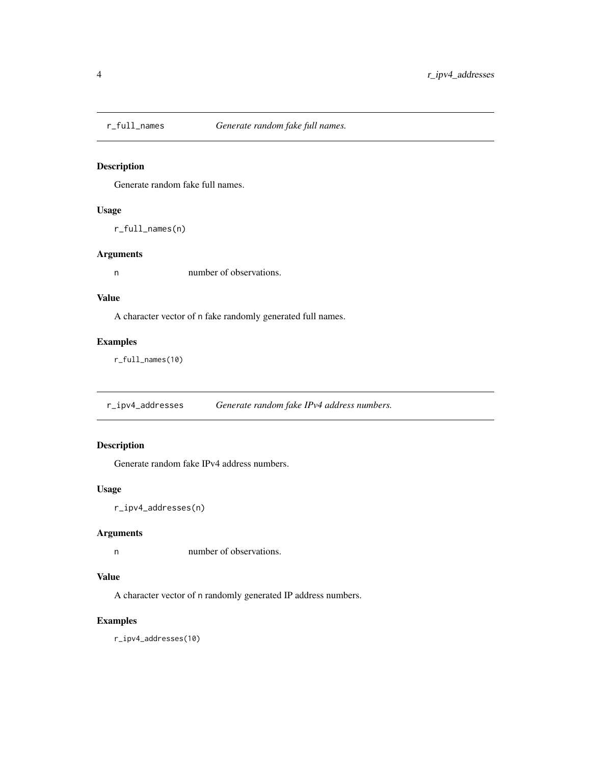## r_full_names — *Generate random fake full names.*

### Description

Generate random fake full names.

### Usage

```
r_full_names(n)
```

### Arguments

| | |
|---|---|
| n | number of observations. |

### Value

A character vector of n fake randomly generated full names.

### Examples

```
r_full_names(10)
```

## r_ipv4_addresses — *Generate random fake IPv4 address numbers.*

### Description

Generate random fake IPv4 address numbers.

### Usage

```
r_ipv4_addresses(n)
```

### Arguments

| | |
|---|---|
| n | number of observations. |

### Value

A character vector of n randomly generated IP address numbers.

### Examples

```
r_ipv4_addresses(10)
```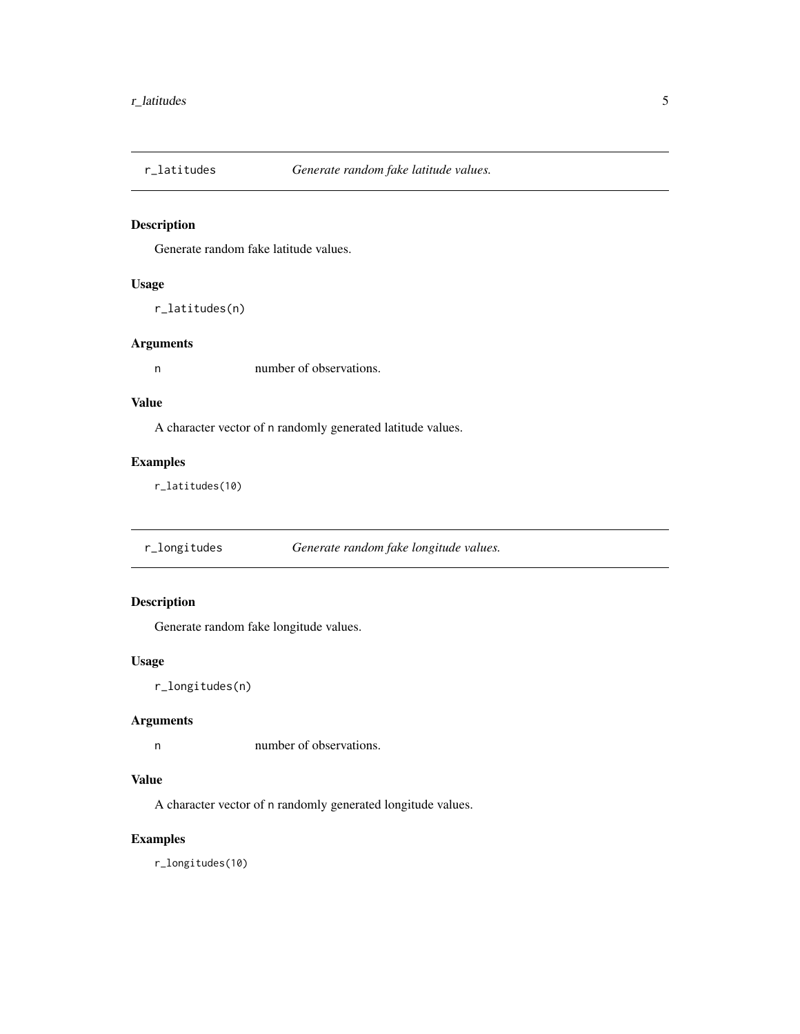## r_latitudes *Generate random fake latitude values.*

### Description

Generate random fake latitude values.

### Usage

```
r_latitudes(n)
```

### Arguments

| | |
|---|---|
| n | number of observations. |

### Value

A character vector of n randomly generated latitude values.

### Examples

```
r_latitudes(10)
```

## r_longitudes *Generate random fake longitude values.*

### Description

Generate random fake longitude values.

### Usage

```
r_longitudes(n)
```

### Arguments

| | |
|---|---|
| n | number of observations. |

### Value

A character vector of n randomly generated longitude values.

### Examples

```
r_longitudes(10)
```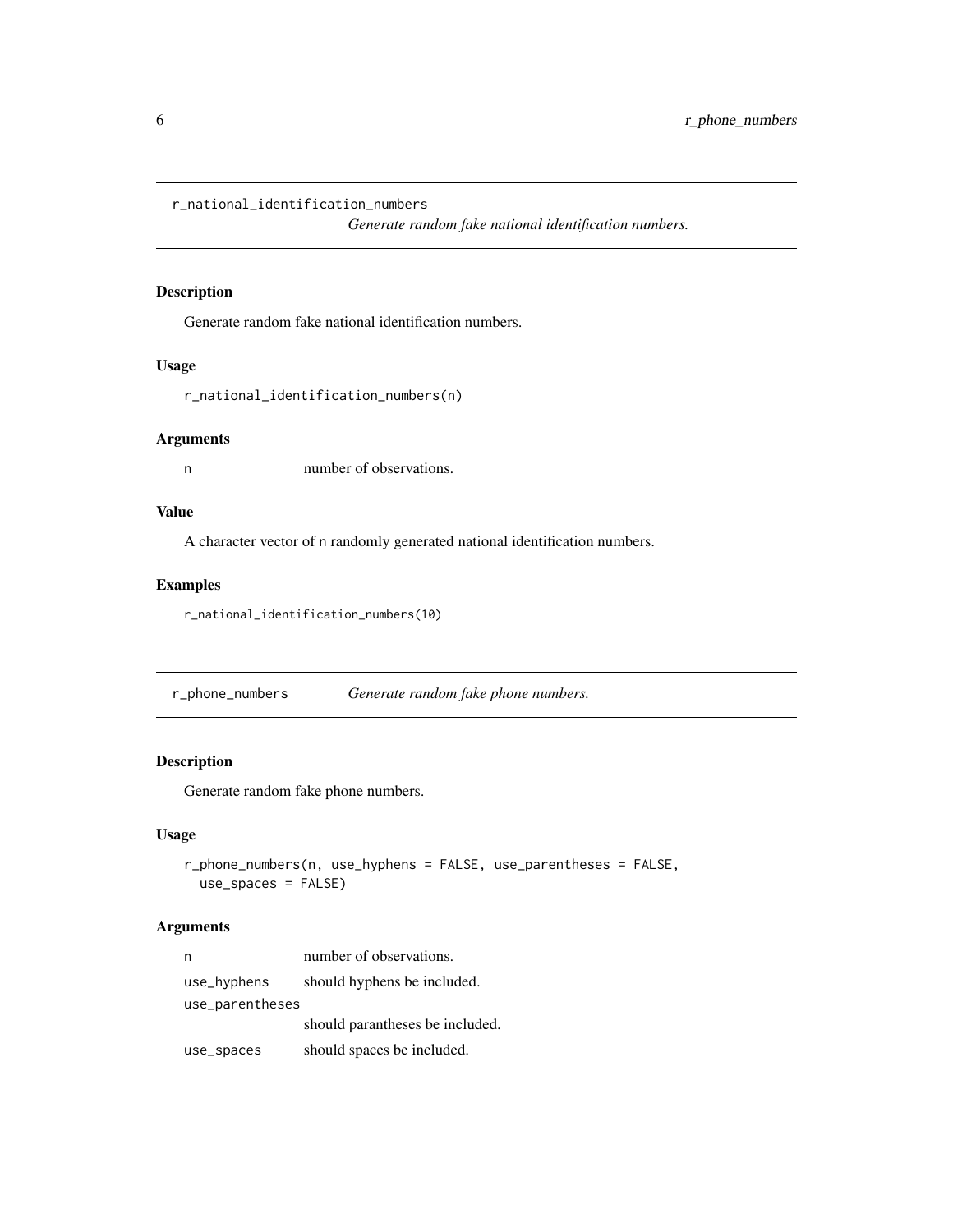## r_national_identification_numbers

*Generate random fake national identification numbers.*

### Description

Generate random fake national identification numbers.

### Usage

```
r_national_identification_numbers(n)
```

### Arguments

| | |
|---|---|
| n | number of observations. |

### Value

A character vector of n randomly generated national identification numbers.

### Examples

```
r_national_identification_numbers(10)
```

## r_phone_numbers

*Generate random fake phone numbers.*

### Description

Generate random fake phone numbers.

### Usage

```
r_phone_numbers(n, use_hyphens = FALSE, use_parentheses = FALSE,
  use_spaces = FALSE)
```

### Arguments

| | |
|---|---|
| n | number of observations. |
| use_hyphens | should hyphens be included. |
| use_parentheses | should parantheses be included. |
| use_spaces | should spaces be included. |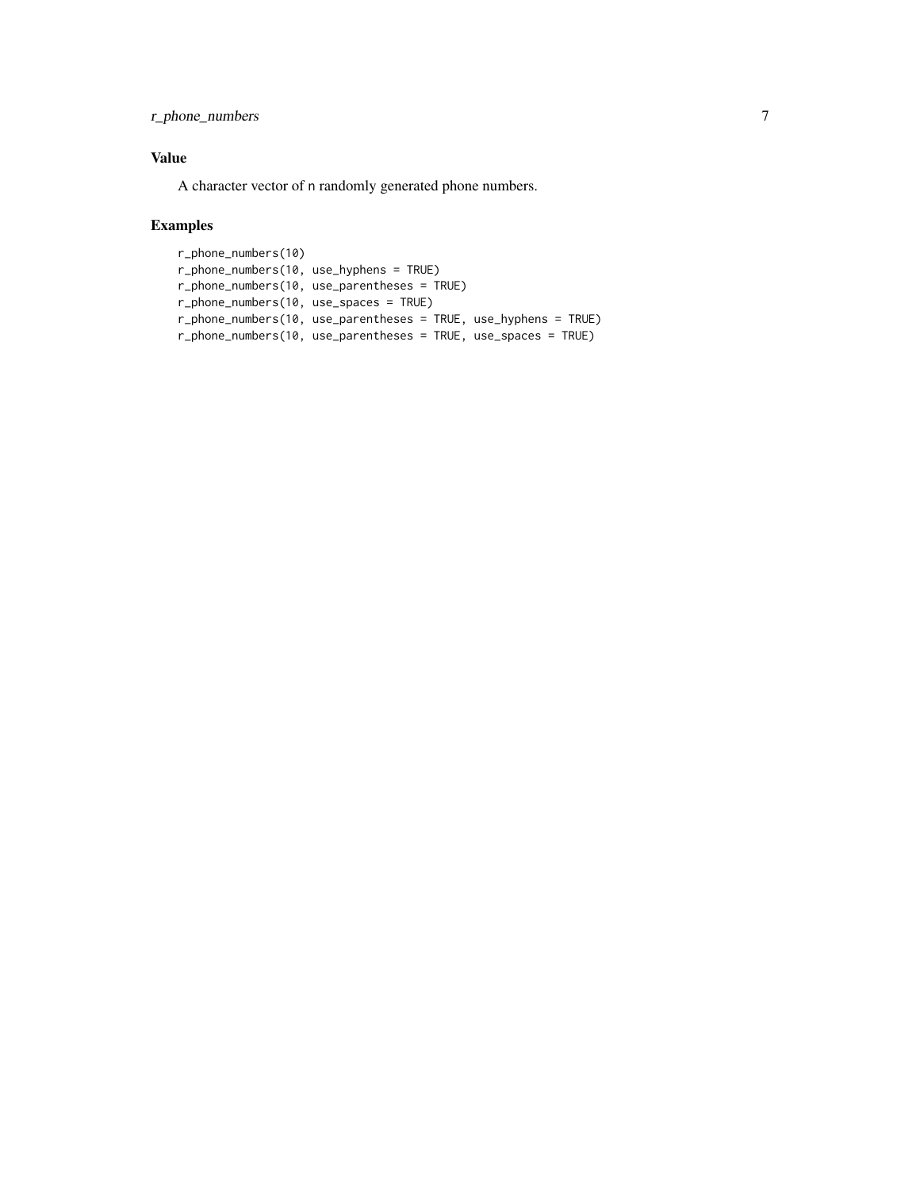## Value

A character vector of `n` randomly generated phone numbers.

## Examples

```
r_phone_numbers(10)
r_phone_numbers(10, use_hyphens = TRUE)
r_phone_numbers(10, use_parentheses = TRUE)
r_phone_numbers(10, use_spaces = TRUE)
r_phone_numbers(10, use_parentheses = TRUE, use_hyphens = TRUE)
r_phone_numbers(10, use_parentheses = TRUE, use_spaces = TRUE)
```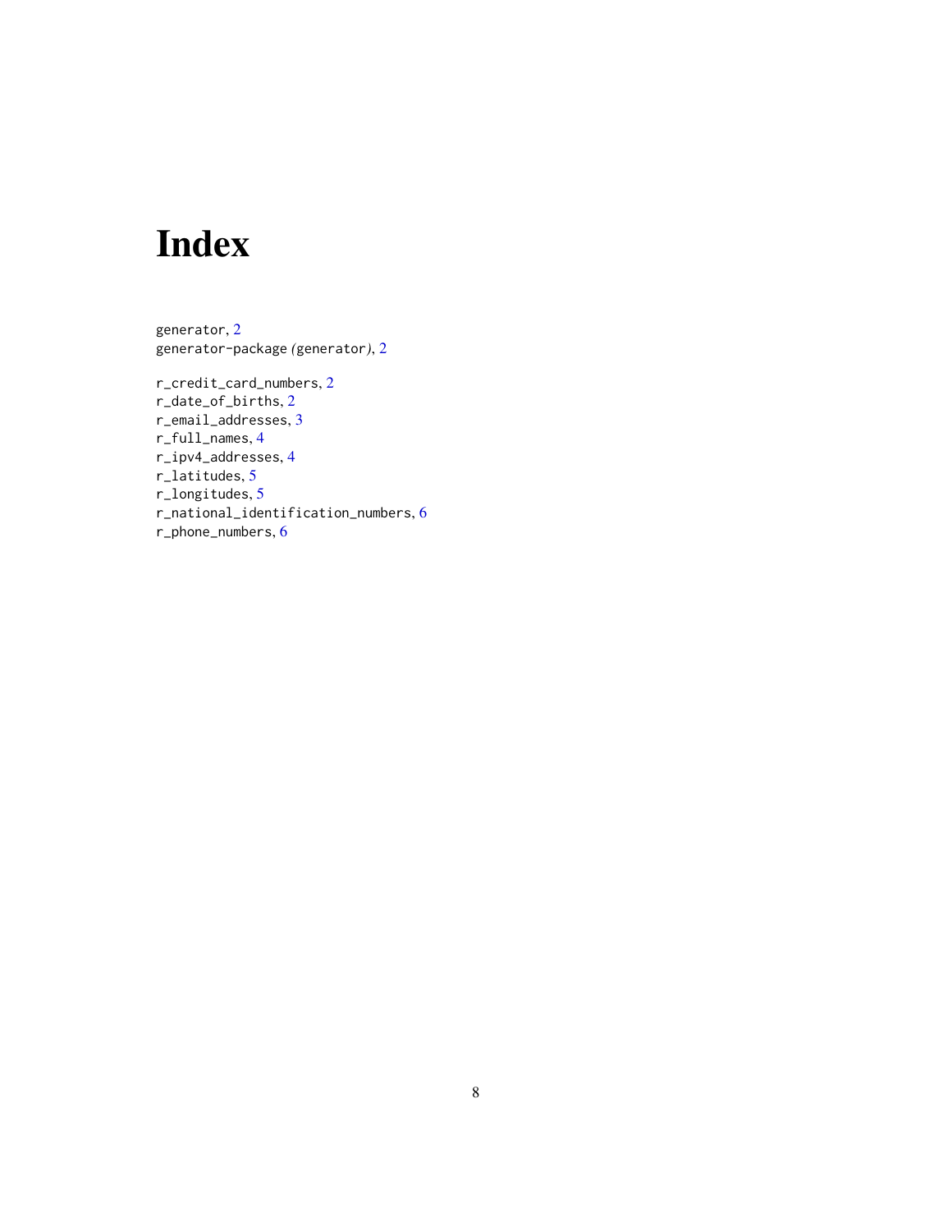# Index

generator, 2
generator-package *(generator)*, 2

r_credit_card_numbers, 2
r_date_of_births, 2
r_email_addresses, 3
r_full_names, 4
r_ipv4_addresses, 4
r_latitudes, 5
r_longitudes, 5
r_national_identification_numbers, 6
r_phone_numbers, 6